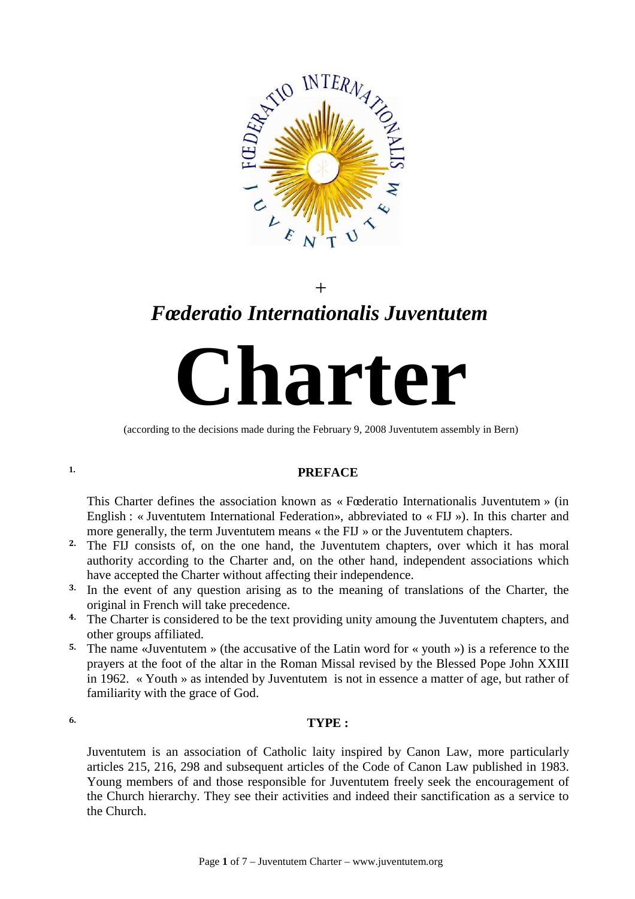+

# *Fœderatio Internationalis Juventutem*

# Charter

(according to the decisions made during the February 9, 2008 Juventutem assembly in Bern)

## 1. PREFACE

This Charter defines the association known as « Fœderatio Internationalis Juventutem » (in English : « Juventutem International Federation», abbreviated to « FIJ »). In this charter and more generally, the term Juventutem means « the FIJ » or the Juventutem chapters.

2. The FIJ consists of, on the one hand, the Juventutem chapters, over which it has moral authority according to the Charter and, on the other hand, independent associations which have accepted the Charter without affecting their independence.

3. In the event of any question arising as to the meaning of translations of the Charter, the original in French will take precedence.

4. The Charter is considered to be the text providing unity amoung the Juventutem chapters, and other groups affiliated.

5. The name «Juventutem » (the accusative of the Latin word for « youth ») is a reference to the prayers at the foot of the altar in the Roman Missal revised by the Blessed Pope John XXIII in 1962. « Youth » as intended by Juventutem is not in essence a matter of age, but rather of familiarity with the grace of God.

## 6. TYPE :

Juventutem is an association of Catholic laity inspired by Canon Law, more particularly articles 215, 216, 298 and subsequent articles of the Code of Canon Law published in 1983. Young members of and those responsible for Juventutem freely seek the encouragement of the Church hierarchy. They see their activities and indeed their sanctification as a service to the Church.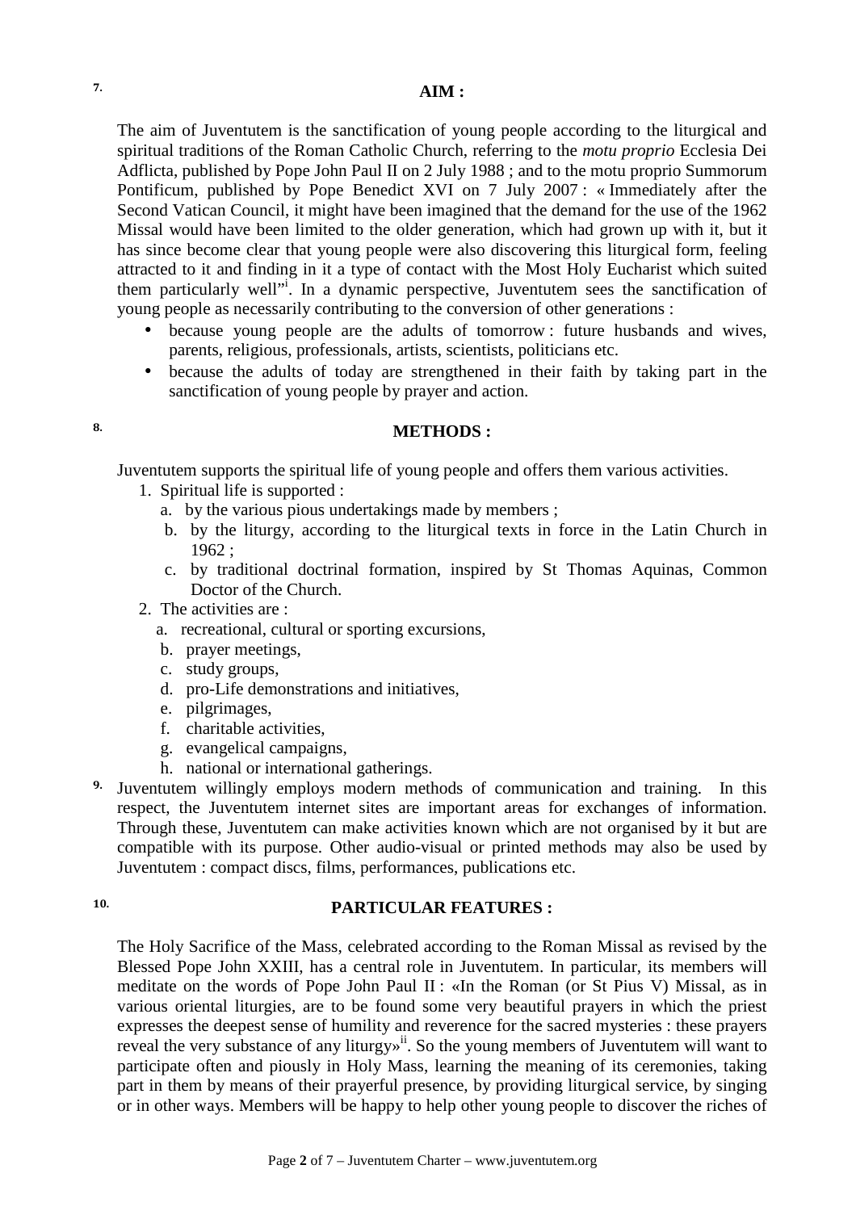**7.**

## AIM :

The aim of Juventutem is the sanctification of young people according to the liturgical and spiritual traditions of the Roman Catholic Church, referring to the *motu proprio* Ecclesia Dei Adflicta, published by Pope John Paul II on 2 July 1988 ; and to the motu proprio Summorum Pontificum, published by Pope Benedict XVI on 7 July 2007 : « Immediately after the Second Vatican Council, it might have been imagined that the demand for the use of the 1962 Missal would have been limited to the older generation, which had grown up with it, but it has since become clear that young people were also discovering this liturgical form, feeling attracted to it and finding in it a type of contact with the Most Holy Eucharist which suited them particularly well"[i]. In a dynamic perspective, Juventutem sees the sanctification of young people as necessarily contributing to the conversion of other generations :

- because young people are the adults of tomorrow : future husbands and wives, parents, religious, professionals, artists, scientists, politicians etc.
- because the adults of today are strengthened in their faith by taking part in the sanctification of young people by prayer and action.

**8.**

## METHODS :

Juventutem supports the spiritual life of young people and offers them various activities.

1. Spiritual life is supported :
   a. by the various pious undertakings made by members ;
   b. by the liturgy, according to the liturgical texts in force in the Latin Church in 1962 ;
   c. by traditional doctrinal formation, inspired by St Thomas Aquinas, Common Doctor of the Church.
2. The activities are :
   a. recreational, cultural or sporting excursions,
   b. prayer meetings,
   c. study groups,
   d. pro-Life demonstrations and initiatives,
   e. pilgrimages,
   f. charitable activities,
   g. evangelical campaigns,
   h. national or international gatherings.

**9.** Juventutem willingly employs modern methods of communication and training. In this respect, the Juventutem internet sites are important areas for exchanges of information. Through these, Juventutem can make activities known which are not organised by it but are compatible with its purpose. Other audio-visual or printed methods may also be used by Juventutem : compact discs, films, performances, publications etc.

**10.**

## PARTICULAR FEATURES :

The Holy Sacrifice of the Mass, celebrated according to the Roman Missal as revised by the Blessed Pope John XXIII, has a central role in Juventutem. In particular, its members will meditate on the words of Pope John Paul II : «In the Roman (or St Pius V) Missal, as in various oriental liturgies, are to be found some very beautiful prayers in which the priest expresses the deepest sense of humility and reverence for the sacred mysteries : these prayers reveal the very substance of any liturgy»[ii]. So the young members of Juventutem will want to participate often and piously in Holy Mass, learning the meaning of its ceremonies, taking part in them by means of their prayerful presence, by providing liturgical service, by singing or in other ways. Members will be happy to help other young people to discover the riches of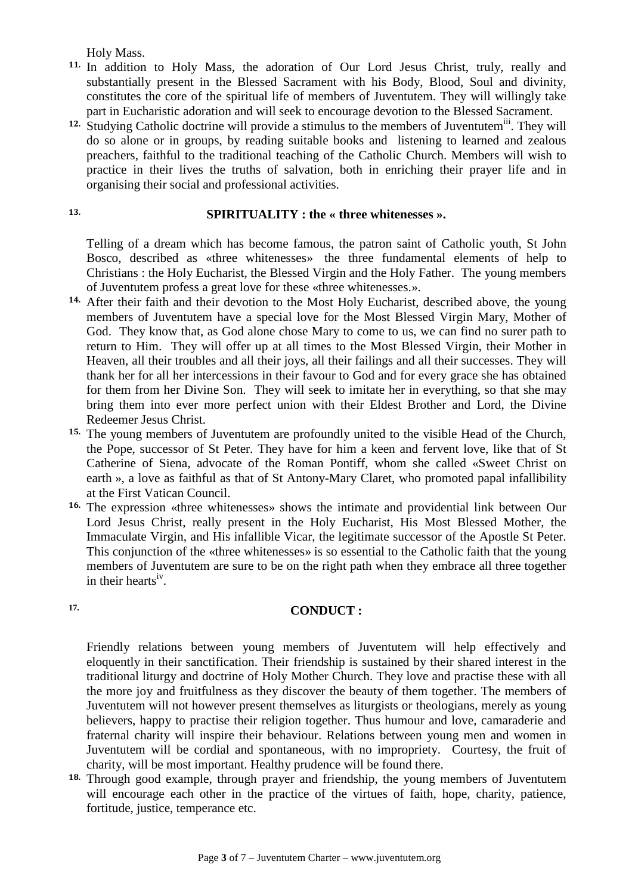Holy Mass.

**11.** In addition to Holy Mass, the adoration of Our Lord Jesus Christ, truly, really and substantially present in the Blessed Sacrament with his Body, Blood, Soul and divinity, constitutes the core of the spiritual life of members of Juventutem. They will willingly take part in Eucharistic adoration and will seek to encourage devotion to the Blessed Sacrament.

**12.** Studying Catholic doctrine will provide a stimulus to the members of Juventutem[iii]. They will do so alone or in groups, by reading suitable books and listening to learned and zealous preachers, faithful to the traditional teaching of the Catholic Church. Members will wish to practice in their lives the truths of salvation, both in enriching their prayer life and in organising their social and professional activities.

**13.**

## SPIRITUALITY : the « three whitenesses ».

Telling of a dream which has become famous, the patron saint of Catholic youth, St John Bosco, described as «three whitenesses» the three fundamental elements of help to Christians : the Holy Eucharist, the Blessed Virgin and the Holy Father. The young members of Juventutem profess a great love for these «three whitenesses.».

**14.** After their faith and their devotion to the Most Holy Eucharist, described above, the young members of Juventutem have a special love for the Most Blessed Virgin Mary, Mother of God. They know that, as God alone chose Mary to come to us, we can find no surer path to return to Him. They will offer up at all times to the Most Blessed Virgin, their Mother in Heaven, all their troubles and all their joys, all their failings and all their successes. They will thank her for all her intercessions in their favour to God and for every grace she has obtained for them from her Divine Son. They will seek to imitate her in everything, so that she may bring them into ever more perfect union with their Eldest Brother and Lord, the Divine Redeemer Jesus Christ.

**15.** The young members of Juventutem are profoundly united to the visible Head of the Church, the Pope, successor of St Peter. They have for him a keen and fervent love, like that of St Catherine of Siena, advocate of the Roman Pontiff, whom she called «Sweet Christ on earth », a love as faithful as that of St Antony-Mary Claret, who promoted papal infallibility at the First Vatican Council.

**16.** The expression «three whitenesses» shows the intimate and providential link between Our Lord Jesus Christ, really present in the Holy Eucharist, His Most Blessed Mother, the Immaculate Virgin, and His infallible Vicar, the legitimate successor of the Apostle St Peter. This conjunction of the «three whitenesses» is so essential to the Catholic faith that the young members of Juventutem are sure to be on the right path when they embrace all three together in their hearts[iv].

**17.**

## CONDUCT :

Friendly relations between young members of Juventutem will help effectively and eloquently in their sanctification. Their friendship is sustained by their shared interest in the traditional liturgy and doctrine of Holy Mother Church. They love and practise these with all the more joy and fruitfulness as they discover the beauty of them together. The members of Juventutem will not however present themselves as liturgists or theologians, merely as young believers, happy to practise their religion together. Thus humour and love, camaraderie and fraternal charity will inspire their behaviour. Relations between young men and women in Juventutem will be cordial and spontaneous, with no impropriety. Courtesy, the fruit of charity, will be most important. Healthy prudence will be found there.

**18.** Through good example, through prayer and friendship, the young members of Juventutem will encourage each other in the practice of the virtues of faith, hope, charity, patience, fortitude, justice, temperance etc.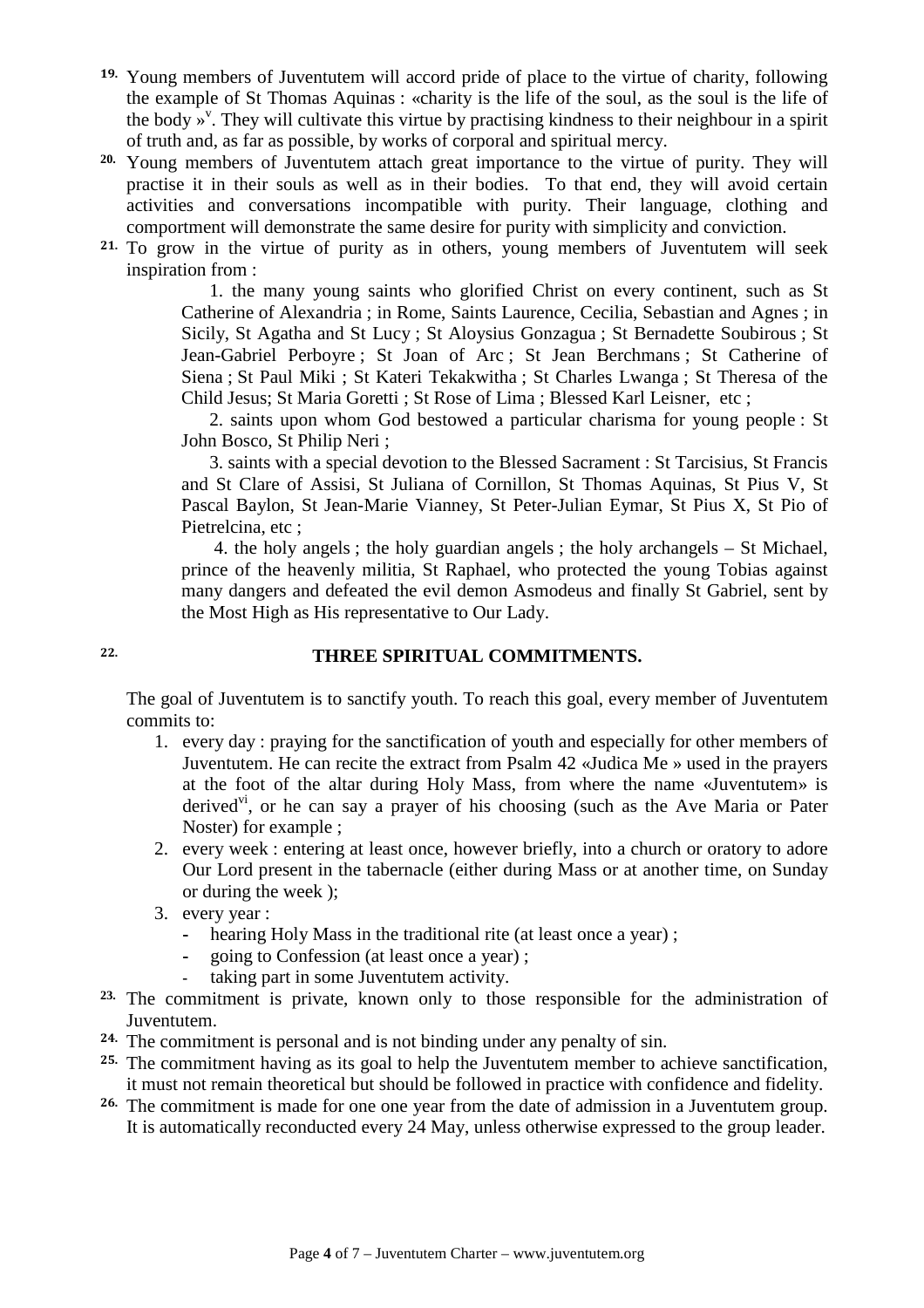**19.** Young members of Juventutem will accord pride of place to the virtue of charity, following the example of St Thomas Aquinas : «charity is the life of the soul, as the soul is the life of the body »[v]. They will cultivate this virtue by practising kindness to their neighbour in a spirit of truth and, as far as possible, by works of corporal and spiritual mercy.

**20.** Young members of Juventutem attach great importance to the virtue of purity. They will practise it in their souls as well as in their bodies. To that end, they will avoid certain activities and conversations incompatible with purity. Their language, clothing and comportment will demonstrate the same desire for purity with simplicity and conviction.

**21.** To grow in the virtue of purity as in others, young members of Juventutem will seek inspiration from :

1. the many young saints who glorified Christ on every continent, such as St Catherine of Alexandria ; in Rome, Saints Laurence, Cecilia, Sebastian and Agnes ; in Sicily, St Agatha and St Lucy ; St Aloysius Gonzagua ; St Bernadette Soubirous ; St Jean-Gabriel Perboyre ; St Joan of Arc ; St Jean Berchmans ; St Catherine of Siena ; St Paul Miki ; St Kateri Tekakwitha ; St Charles Lwanga ; St Theresa of the Child Jesus; St Maria Goretti ; St Rose of Lima ; Blessed Karl Leisner, etc ;
2. saints upon whom God bestowed a particular charisma for young people : St John Bosco, St Philip Neri ;
3. saints with a special devotion to the Blessed Sacrament : St Tarcisius, St Francis and St Clare of Assisi, St Juliana of Cornillon, St Thomas Aquinas, St Pius V, St Pascal Baylon, St Jean-Marie Vianney, St Peter-Julian Eymar, St Pius X, St Pio of Pietrelcina, etc ;
4. the holy angels ; the holy guardian angels ; the holy archangels – St Michael, prince of the heavenly militia, St Raphael, who protected the young Tobias against many dangers and defeated the evil demon Asmodeus and finally St Gabriel, sent by the Most High as His representative to Our Lady.

**22.**

## THREE SPIRITUAL COMMITMENTS.

The goal of Juventutem is to sanctify youth. To reach this goal, every member of Juventutem commits to:

1. every day : praying for the sanctification of youth and especially for other members of Juventutem. He can recite the extract from Psalm 42 «Judica Me » used in the prayers at the foot of the altar during Holy Mass, from where the name «Juventutem» is derived[vi], or he can say a prayer of his choosing (such as the Ave Maria or Pater Noster) for example ;
2. every week : entering at least once, however briefly, into a church or oratory to adore Our Lord present in the tabernacle (either during Mass or at another time, on Sunday or during the week );
3. every year :
   - hearing Holy Mass in the traditional rite (at least once a year) ;
   - going to Confession (at least once a year) ;
   - taking part in some Juventutem activity.

**23.** The commitment is private, known only to those responsible for the administration of Juventutem.

**24.** The commitment is personal and is not binding under any penalty of sin.

**25.** The commitment having as its goal to help the Juventutem member to achieve sanctification, it must not remain theoretical but should be followed in practice with confidence and fidelity.

**26.** The commitment is made for one one year from the date of admission in a Juventutem group. It is automatically reconducted every 24 May, unless otherwise expressed to the group leader.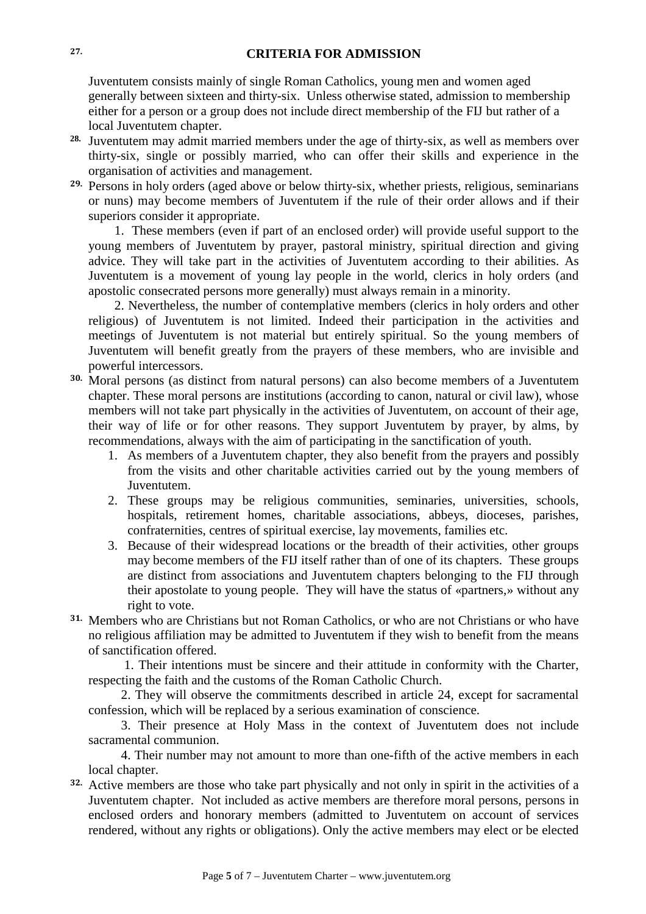## 27. CRITERIA FOR ADMISSION

Juventutem consists mainly of single Roman Catholics, young men and women aged generally between sixteen and thirty-six. Unless otherwise stated, admission to membership either for a person or a group does not include direct membership of the FIJ but rather of a local Juventutem chapter.

**28.** Juventutem may admit married members under the age of thirty-six, as well as members over thirty-six, single or possibly married, who can offer their skills and experience in the organisation of activities and management.

**29.** Persons in holy orders (aged above or below thirty-six, whether priests, religious, seminarians or nuns) may become members of Juventutem if the rule of their order allows and if their superiors consider it appropriate.

1. These members (even if part of an enclosed order) will provide useful support to the young members of Juventutem by prayer, pastoral ministry, spiritual direction and giving advice. They will take part in the activities of Juventutem according to their abilities. As Juventutem is a movement of young lay people in the world, clerics in holy orders (and apostolic consecrated persons more generally) must always remain in a minority.
2. Nevertheless, the number of contemplative members (clerics in holy orders and other religious) of Juventutem is not limited. Indeed their participation in the activities and meetings of Juventutem is not material but entirely spiritual. So the young members of Juventutem will benefit greatly from the prayers of these members, who are invisible and powerful intercessors.

**30.** Moral persons (as distinct from natural persons) can also become members of a Juventutem chapter. These moral persons are institutions (according to canon, natural or civil law), whose members will not take part physically in the activities of Juventutem, on account of their age, their way of life or for other reasons. They support Juventutem by prayer, by alms, by recommendations, always with the aim of participating in the sanctification of youth.

1. As members of a Juventutem chapter, they also benefit from the prayers and possibly from the visits and other charitable activities carried out by the young members of Juventutem.
2. These groups may be religious communities, seminaries, universities, schools, hospitals, retirement homes, charitable associations, abbeys, dioceses, parishes, confraternities, centres of spiritual exercise, lay movements, families etc.
3. Because of their widespread locations or the breadth of their activities, other groups may become members of the FIJ itself rather than of one of its chapters. These groups are distinct from associations and Juventutem chapters belonging to the FIJ through their apostolate to young people. They will have the status of «partners,» without any right to vote.

**31.** Members who are Christians but not Roman Catholics, or who are not Christians or who have no religious affiliation may be admitted to Juventutem if they wish to benefit from the means of sanctification offered.

1. Their intentions must be sincere and their attitude in conformity with the Charter, respecting the faith and the customs of the Roman Catholic Church.
2. They will observe the commitments described in article 24, except for sacramental confession, which will be replaced by a serious examination of conscience.
3. Their presence at Holy Mass in the context of Juventutem does not include sacramental communion.
4. Their number may not amount to more than one-fifth of the active members in each local chapter.

**32.** Active members are those who take part physically and not only in spirit in the activities of a Juventutem chapter. Not included as active members are therefore moral persons, persons in enclosed orders and honorary members (admitted to Juventutem on account of services rendered, without any rights or obligations). Only the active members may elect or be elected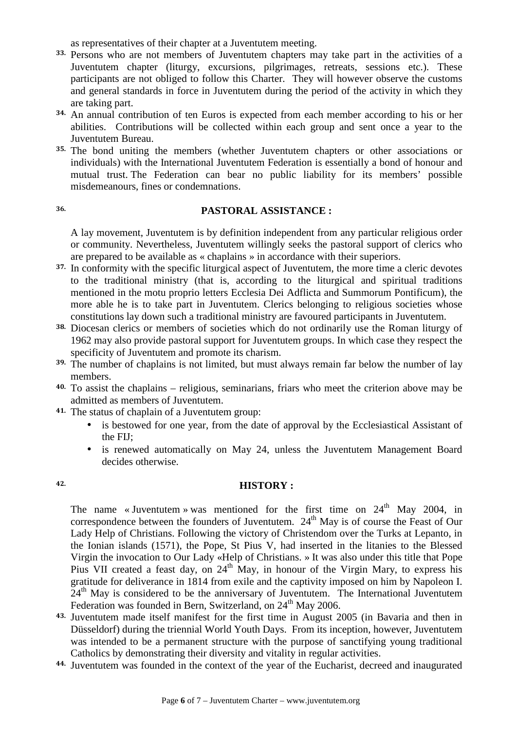as representatives of their chapter at a Juventutem meeting.

**33.** Persons who are not members of Juventutem chapters may take part in the activities of a Juventutem chapter (liturgy, excursions, pilgrimages, retreats, sessions etc.). These participants are not obliged to follow this Charter. They will however observe the customs and general standards in force in Juventutem during the period of the activity in which they are taking part.

**34.** An annual contribution of ten Euros is expected from each member according to his or her abilities. Contributions will be collected within each group and sent once a year to the Juventutem Bureau.

**35.** The bond uniting the members (whether Juventutem chapters or other associations or individuals) with the International Juventutem Federation is essentially a bond of honour and mutual trust. The Federation can bear no public liability for its members' possible misdemeanours, fines or condemnations.

**36.**

## PASTORAL ASSISTANCE :

A lay movement, Juventutem is by definition independent from any particular religious order or community. Nevertheless, Juventutem willingly seeks the pastoral support of clerics who are prepared to be available as « chaplains » in accordance with their superiors.

**37.** In conformity with the specific liturgical aspect of Juventutem, the more time a cleric devotes to the traditional ministry (that is, according to the liturgical and spiritual traditions mentioned in the motu proprio letters Ecclesia Dei Adflicta and Summorum Pontificum), the more able he is to take part in Juventutem. Clerics belonging to religious societies whose constitutions lay down such a traditional ministry are favoured participants in Juventutem.

**38.** Diocesan clerics or members of societies which do not ordinarily use the Roman liturgy of 1962 may also provide pastoral support for Juventutem groups. In which case they respect the specificity of Juventutem and promote its charism.

**39.** The number of chaplains is not limited, but must always remain far below the number of lay members.

**40.** To assist the chaplains – religious, seminarians, friars who meet the criterion above may be admitted as members of Juventutem.

**41.** The status of chaplain of a Juventutem group:

- is bestowed for one year, from the date of approval by the Ecclesiastical Assistant of the FIJ;
- is renewed automatically on May 24, unless the Juventutem Management Board decides otherwise.

**42.**

## HISTORY :

The name « Juventutem » was mentioned for the first time on 24th May 2004, in correspondence between the founders of Juventutem. 24th May is of course the Feast of Our Lady Help of Christians. Following the victory of Christendom over the Turks at Lepanto, in the Ionian islands (1571), the Pope, St Pius V, had inserted in the litanies to the Blessed Virgin the invocation to Our Lady «Help of Christians. » It was also under this title that Pope Pius VII created a feast day, on 24th May, in honour of the Virgin Mary, to express his gratitude for deliverance in 1814 from exile and the captivity imposed on him by Napoleon I. 24th May is considered to be the anniversary of Juventutem. The International Juventutem Federation was founded in Bern, Switzerland, on 24th May 2006.

**43.** Juventutem made itself manifest for the first time in August 2005 (in Bavaria and then in Düsseldorf) during the triennial World Youth Days. From its inception, however, Juventutem was intended to be a permanent structure with the purpose of sanctifying young traditional Catholics by demonstrating their diversity and vitality in regular activities.

**44.** Juventutem was founded in the context of the year of the Eucharist, decreed and inaugurated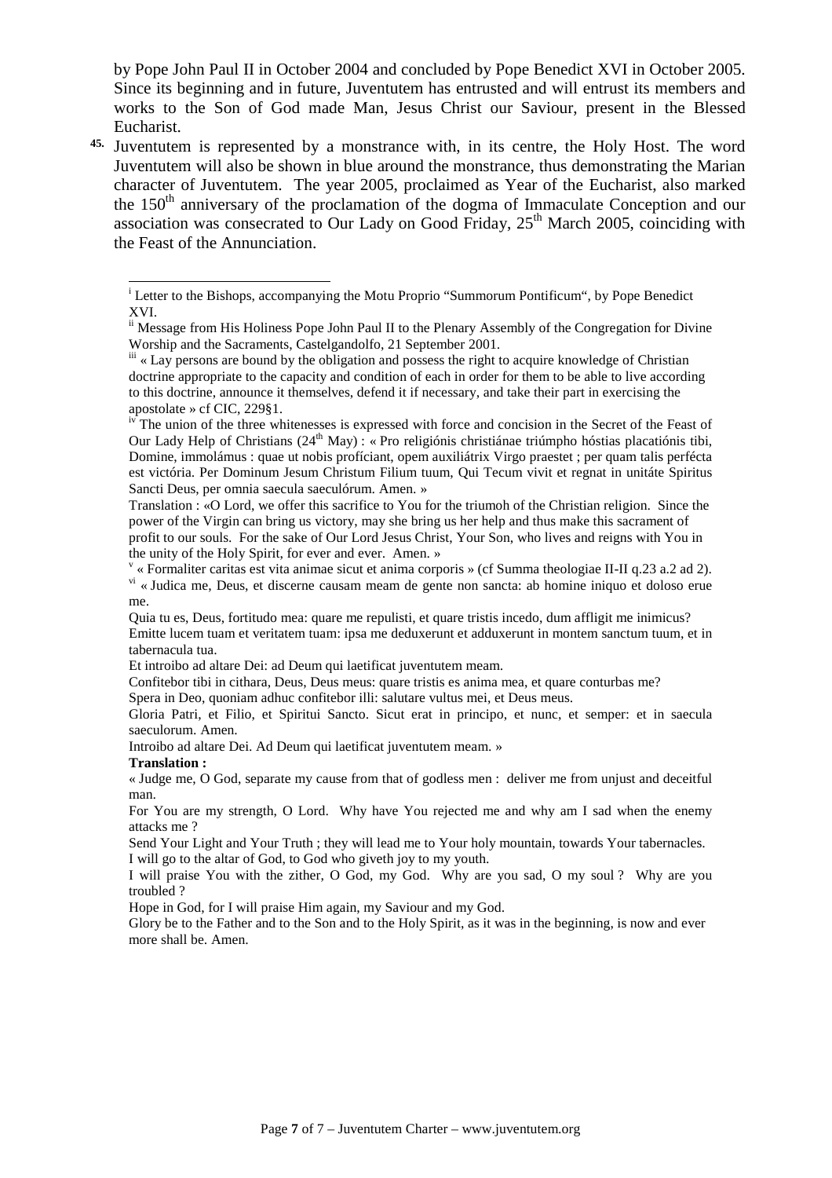by Pope John Paul II in October 2004 and concluded by Pope Benedict XVI in October 2005. Since its beginning and in future, Juventutem has entrusted and will entrust its members and works to the Son of God made Man, Jesus Christ our Saviour, present in the Blessed Eucharist.

45. Juventutem is represented by a monstrance with, in its centre, the Holy Host. The word Juventutem will also be shown in blue around the monstrance, thus demonstrating the Marian character of Juventutem. The year 2005, proclaimed as Year of the Eucharist, also marked the 150th anniversary of the proclamation of the dogma of Immaculate Conception and our association was consecrated to Our Lady on Good Friday, 25th March 2005, coinciding with the Feast of the Annunciation.

---

[i] Letter to the Bishops, accompanying the Motu Proprio "Summorum Pontificum", by Pope Benedict XVI.

[ii] Message from His Holiness Pope John Paul II to the Plenary Assembly of the Congregation for Divine Worship and the Sacraments, Castelgandolfo, 21 September 2001.

[iii] « Lay persons are bound by the obligation and possess the right to acquire knowledge of Christian doctrine appropriate to the capacity and condition of each in order for them to be able to live according to this doctrine, announce it themselves, defend it if necessary, and take their part in exercising the apostolate » cf CIC, 229§1.

[iv] The union of the three whitenesses is expressed with force and concision in the Secret of the Feast of Our Lady Help of Christians (24th May) : « Pro religiónis christiánae triúmpho hóstias placatiónis tibi, Domine, immolámus : quae ut nobis profíciant, opem auxiliátrix Virgo praestet ; per quam talis perfécta est victória. Per Dominum Jesum Christum Filium tuum, Qui Tecum vivit et regnat in unitáte Spiritus Sancti Deus, per omnia saecula saeculórum. Amen. »

Translation : «O Lord, we offer this sacrifice to You for the triumoh of the Christian religion. Since the power of the Virgin can bring us victory, may she bring us her help and thus make this sacrament of profit to our souls. For the sake of Our Lord Jesus Christ, Your Son, who lives and reigns with You in the unity of the Holy Spirit, for ever and ever. Amen. »

[v] « Formaliter caritas est vita animae sicut et anima corporis » (cf Summa theologiae II-II q.23 a.2 ad 2).

[vi] « Judica me, Deus, et discerne causam meam de gente non sancta: ab homine iniquo et doloso erue me.

Quia tu es, Deus, fortitudo mea: quare me repulisti, et quare tristis incedo, dum affligit me inimicus?

Emitte lucem tuam et veritatem tuam: ipsa me deduxerunt et adduxerunt in montem sanctum tuum, et in tabernacula tua.

Et introibo ad altare Dei: ad Deum qui laetificat juventutem meam.

Confitebor tibi in cithara, Deus, Deus meus: quare tristis es anima mea, et quare conturbas me?

Spera in Deo, quoniam adhuc confitebor illi: salutare vultus mei, et Deus meus.

Gloria Patri, et Filio, et Spiritui Sancto. Sicut erat in principo, et nunc, et semper: et in saecula saeculorum. Amen.

Introibo ad altare Dei. Ad Deum qui laetificat juventutem meam. »

**Translation :**

« Judge me, O God, separate my cause from that of godless men : deliver me from unjust and deceitful man.

For You are my strength, O Lord. Why have You rejected me and why am I sad when the enemy attacks me ?

Send Your Light and Your Truth ; they will lead me to Your holy mountain, towards Your tabernacles.

I will go to the altar of God, to God who giveth joy to my youth.

I will praise You with the zither, O God, my God. Why are you sad, O my soul ? Why are you troubled ?

Hope in God, for I will praise Him again, my Saviour and my God.

Glory be to the Father and to the Son and to the Holy Spirit, as it was in the beginning, is now and ever more shall be. Amen.